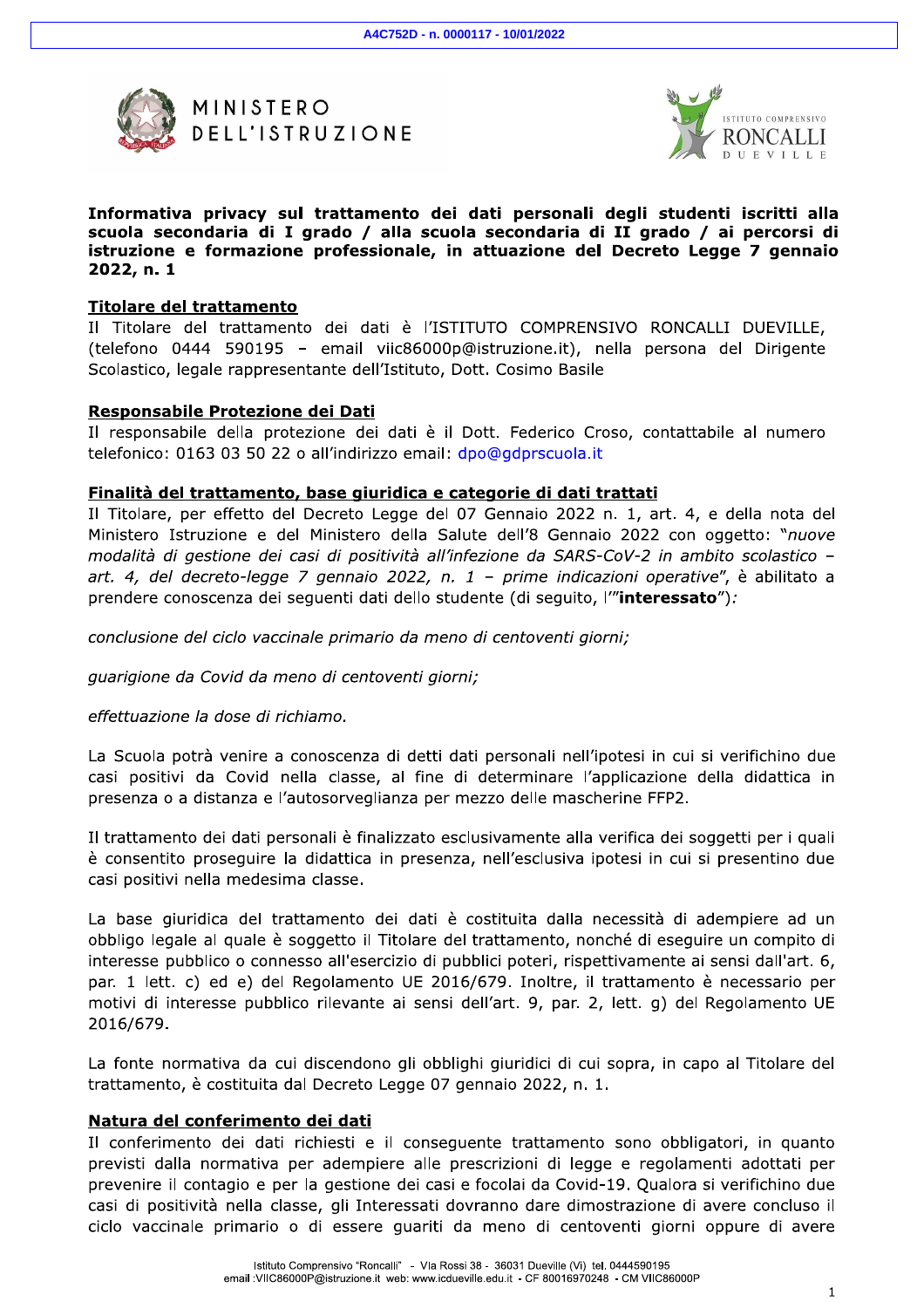A4C752D - n. 0000117 - 10/01/2022

MINISTERO DELL'ISTRUZIONE

ISTITUTO COMPRENSIVO RONCALLI DUEVILLE

**Informativa privacy sul trattamento dei dati personali degli studenti iscritti alla scuola secondaria di I grado / alla scuola secondaria di II grado / ai percorsi di istruzione e formazione professionale, in attuazione del Decreto Legge 7 gennaio 2022, n. 1**

## Titolare del trattamento

Il Titolare del trattamento dei dati è l'ISTITUTO COMPRENSIVO RONCALLI DUEVILLE, (telefono 0444 590195 – email viic86000p@istruzione.it), nella persona del Dirigente Scolastico, legale rappresentante dell'Istituto, Dott. Cosimo Basile

## Responsabile Protezione dei Dati

Il responsabile della protezione dei dati è il Dott. Federico Croso, contattabile al numero telefonico: 0163 03 50 22 o all'indirizzo email: dpo@gdprscuola.it

## Finalità del trattamento, base giuridica e categorie di dati trattati

Il Titolare, per effetto del Decreto Legge del 07 Gennaio 2022 n. 1, art. 4, e della nota del Ministero Istruzione e del Ministero della Salute dell'8 Gennaio 2022 con oggetto: "*nuove modalità di gestione dei casi di positività all'infezione da SARS-CoV-2 in ambito scolastico – art. 4, del decreto-legge 7 gennaio 2022, n. 1 – prime indicazioni operative*", è abilitato a prendere conoscenza dei seguenti dati dello studente (di seguito, l'"**interessato**")*:*

*conclusione del ciclo vaccinale primario da meno di centoventi giorni;*

*guarigione da Covid da meno di centoventi giorni;*

*effettuazione la dose di richiamo.*

La Scuola potrà venire a conoscenza di detti dati personali nell'ipotesi in cui si verifichino due casi positivi da Covid nella classe, al fine di determinare l'applicazione della didattica in presenza o a distanza e l'autosorveglianza per mezzo delle mascherine FFP2.

Il trattamento dei dati personali è finalizzato esclusivamente alla verifica dei soggetti per i quali è consentito proseguire la didattica in presenza, nell'esclusiva ipotesi in cui si presentino due casi positivi nella medesima classe.

La base giuridica del trattamento dei dati è costituita dalla necessità di adempiere ad un obbligo legale al quale è soggetto il Titolare del trattamento, nonché di eseguire un compito di interesse pubblico o connesso all'esercizio di pubblici poteri, rispettivamente ai sensi dall'art. 6, par. 1 lett. c) ed e) del Regolamento UE 2016/679. Inoltre, il trattamento è necessario per motivi di interesse pubblico rilevante ai sensi dell'art. 9, par. 2, lett. g) del Regolamento UE 2016/679.

La fonte normativa da cui discendono gli obblighi giuridici di cui sopra, in capo al Titolare del trattamento, è costituita dal Decreto Legge 07 gennaio 2022, n. 1.

## Natura del conferimento dei dati

Il conferimento dei dati richiesti e il conseguente trattamento sono obbligatori, in quanto previsti dalla normativa per adempiere alle prescrizioni di legge e regolamenti adottati per prevenire il contagio e per la gestione dei casi e focolai da Covid-19. Qualora si verifichino due casi di positività nella classe, gli Interessati dovranno dare dimostrazione di avere concluso il ciclo vaccinale primario o di essere guariti da meno di centoventi giorni oppure di avere

Istituto Comprensivo "Roncalli" - Via Rossi 38 - 36031 Dueville (Vi) tel. 0444590195
email :VIIC86000P@istruzione.it web: www.icdueville.edu.it - CF 80016970248 - CM VIIC86000P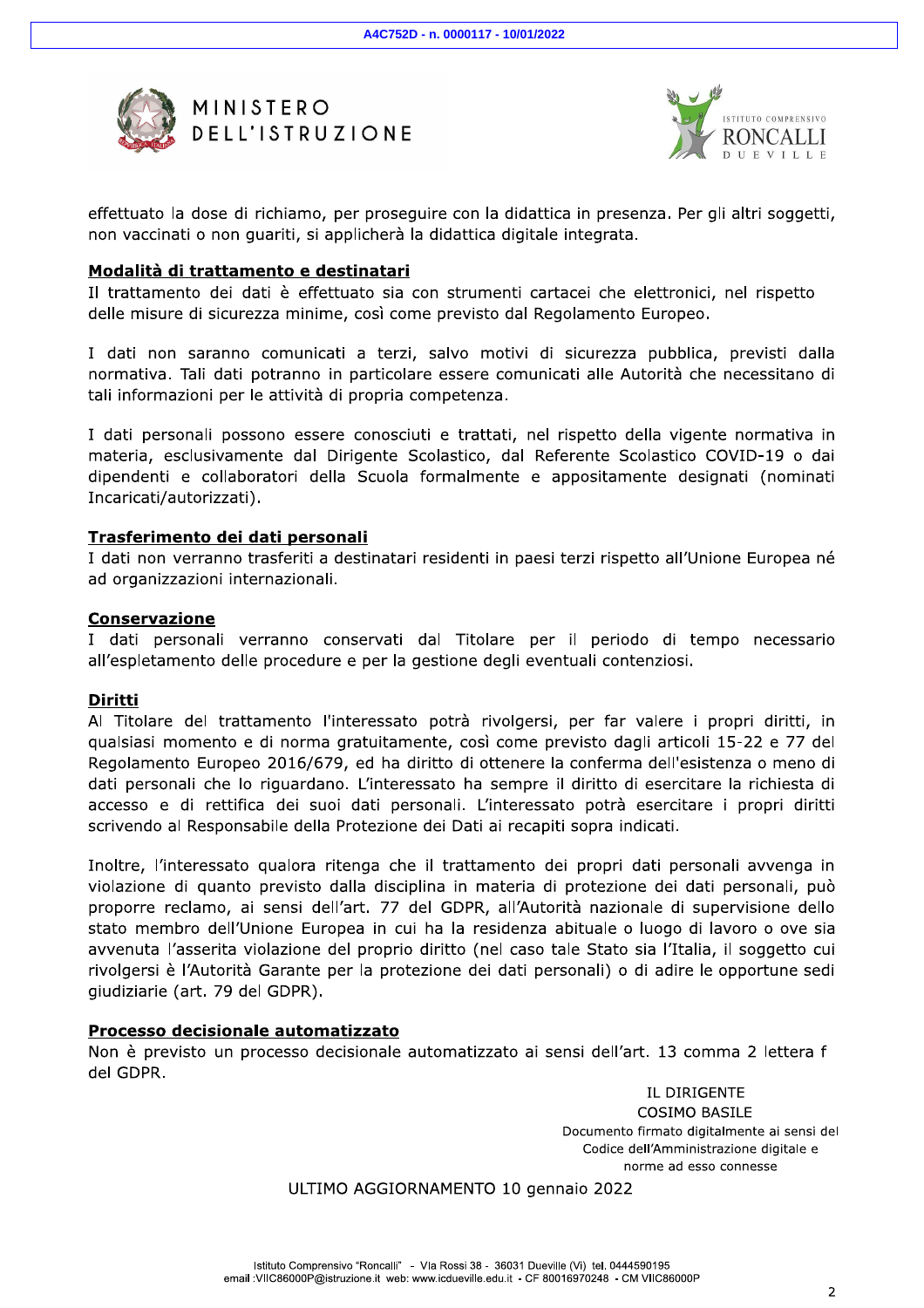effettuato la dose di richiamo, per proseguire con la didattica in presenza. Per gli altri soggetti, non vaccinati o non guariti, si applicherà la didattica digitale integrata.

## Modalità di trattamento e destinatari

Il trattamento dei dati è effettuato sia con strumenti cartacei che elettronici, nel rispetto delle misure di sicurezza minime, così come previsto dal Regolamento Europeo.

I dati non saranno comunicati a terzi, salvo motivi di sicurezza pubblica, previsti dalla normativa. Tali dati potranno in particolare essere comunicati alle Autorità che necessitano di tali informazioni per le attività di propria competenza.

I dati personali possono essere conosciuti e trattati, nel rispetto della vigente normativa in materia, esclusivamente dal Dirigente Scolastico, dal Referente Scolastico COVID-19 o dai dipendenti e collaboratori della Scuola formalmente e appositamente designati (nominati Incaricati/autorizzati).

## Trasferimento dei dati personali

I dati non verranno trasferiti a destinatari residenti in paesi terzi rispetto all'Unione Europea né ad organizzazioni internazionali.

## Conservazione

I dati personali verranno conservati dal Titolare per il periodo di tempo necessario all'espletamento delle procedure e per la gestione degli eventuali contenziosi.

## Diritti

Al Titolare del trattamento l'interessato potrà rivolgersi, per far valere i propri diritti, in qualsiasi momento e di norma gratuitamente, così come previsto dagli articoli 15-22 e 77 del Regolamento Europeo 2016/679, ed ha diritto di ottenere la conferma dell'esistenza o meno di dati personali che lo riguardano. L'interessato ha sempre il diritto di esercitare la richiesta di accesso e di rettifica dei suoi dati personali. L'interessato potrà esercitare i propri diritti scrivendo al Responsabile della Protezione dei Dati ai recapiti sopra indicati.

Inoltre, l'interessato qualora ritenga che il trattamento dei propri dati personali avvenga in violazione di quanto previsto dalla disciplina in materia di protezione dei dati personali, può proporre reclamo, ai sensi dell'art. 77 del GDPR, all'Autorità nazionale di supervisione dello stato membro dell'Unione Europea in cui ha la residenza abituale o luogo di lavoro o ove sia avvenuta l'asserita violazione del proprio diritto (nel caso tale Stato sia l'Italia, il soggetto cui rivolgersi è l'Autorità Garante per la protezione dei dati personali) o di adire le opportune sedi giudiziarie (art. 79 del GDPR).

## Processo decisionale automatizzato

Non è previsto un processo decisionale automatizzato ai sensi dell'art. 13 comma 2 lettera f del GDPR.

IL DIRIGENTE
COSIMO BASILE
Documento firmato digitalmente ai sensi del Codice dell'Amministrazione digitale e norme ad esso connesse

ULTIMO AGGIORNAMENTO 10 gennaio 2022